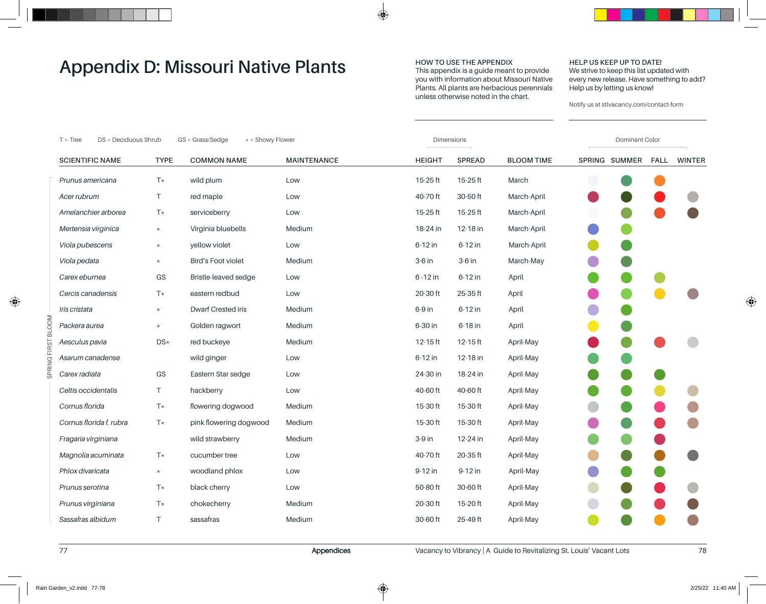# Appendix D: Missouri Native Plants

**HOW TO USE THE APPENDIX**
This appendix is a guide meant to provide you with information about Missouri Native Plants. All plants are herbacious perennials unless otherwise noted in the chart.

**HELP US KEEP UP TO DATE!**
We strive to keep this list updated with every new release. Have something to add? Help us by letting us know!

Notify us at stlvacancy.com/contact-form

T = Tree DS = Deciduous Shrub GS = Grass/Sedge ⋆ = Showy Flower

SPRING FIRST BLOOM

| SCIENTIFIC NAME | TYPE | COMMON NAME | MAINTENANCE | HEIGHT (Dimensions) | SPREAD (Dimensions) | BLOOM TIME | SPRING (Dominant Color) | SUMMER (Dominant Color) | FALL (Dominant Color) | WINTER (Dominant Color) |
|---|---|---|---|---|---|---|---|---|---|---|
| *Prunus americana* | T⋆ | wild plum | Low | 15-25 ft | 15-25 ft | March | | | | |
| *Acer rubrum* | T | red maple | Low | 40-70 ft | 30-50 ft | March-April | | | | |
| *Amelanchier arborea* | T⋆ | serviceberry | Low | 15-25 ft | 15-25 ft | March-April | | | | |
| *Mertensia virginica* | ⋆ | Virginia bluebells | Medium | 18-24 in | 12-18 in | March-April | | | | |
| *Viola pubescens* | ⋆ | yellow violet | Low | 6-12 in | 6-12 in | March-April | | | | |
| *Viola pedata* | ⋆ | Bird's Foot violet | Medium | 3-6 in | 3-6 in | March-May | | | | |
| *Carex eburnea* | GS | Bristle-leaved sedge | Low | 6 -12 in | 6-12 in | April | | | | |
| *Cercis canadensis* | T⋆ | eastern redbud | Low | 20-30 ft | 25-35 ft | April | | | | |
| *Iris cristata* | ⋆ | Dwarf Crested iris | Medium | 6-9 in | 6-12 in | April | | | | |
| *Packera aurea* | ⋆ | Golden ragwort | Medium | 6-30 in | 6-18 in | April | | | | |
| *Aesculus pavia* | DS⋆ | red buckeye | Medium | 12-15 ft | 12-15 ft | April-May | | | | |
| *Asarum canadense* | | wild ginger | Low | 6-12 in | 12-18 in | April-May | | | | |
| *Carex radiata* | GS | Eastern Star sedge | Low | 24-30 in | 18-24 in | April-May | | | | |
| *Celtis occidentalis* | T | hackberry | Low | 40-60 ft | 40-60 ft | April-May | | | | |
| *Cornus florida* | T⋆ | flowering dogwood | Medium | 15-30 ft | 15-30 ft | April-May | | | | |
| *Cornus florida f. rubra* | T⋆ | pink flowering dogwood | Medium | 15-30 ft | 15-30 ft | April-May | | | | |
| *Fragaria virginiana* | | wild strawberry | Medium | 3-9 in | 12-24 in | April-May | | | | |
| *Magnolia acuminata* | T⋆ | cucumber tree | Low | 40-70 ft | 20-35 ft | April-May | | | | |
| *Phlox divaricata* | ⋆ | woodland phlox | Low | 9-12 in | 9-12 in | April-May | | | | |
| *Prunus serotina* | T⋆ | black cherry | Low | 50-80 ft | 30-60 ft | April-May | | | | |
| *Prunus virginiana* | T⋆ | chokecherry | Medium | 20-30 ft | 15-20 ft | April-May | | | | |
| *Sassafras albidum* | T | sassafras | Medium | 30-60 ft | 25-49 ft | April-May | | | | |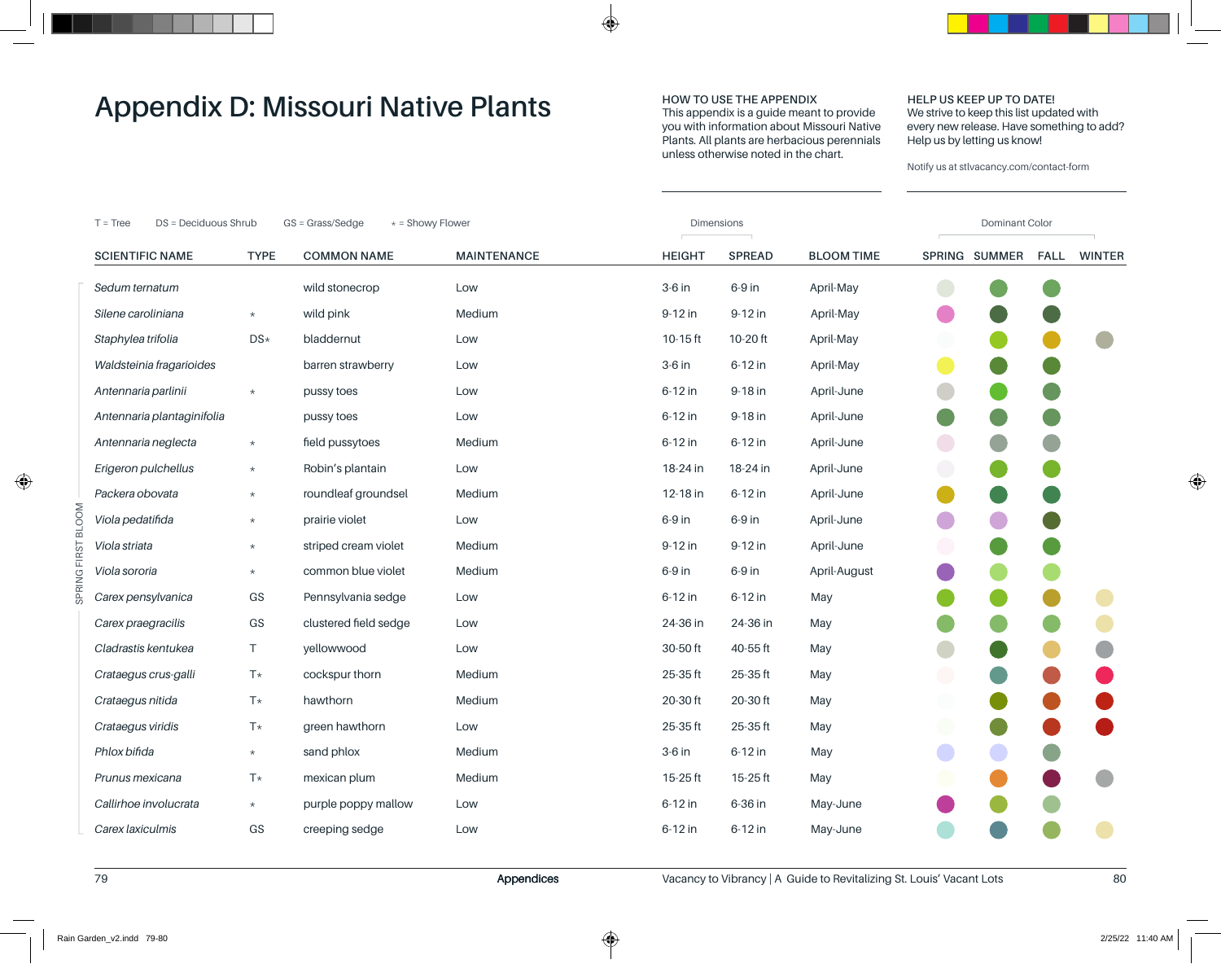# Appendix D: Missouri Native Plants

**HOW TO USE THE APPENDIX**
This appendix is a guide meant to provide you with information about Missouri Native Plants. All plants are herbacious perennials unless otherwise noted in the chart.

**HELP US KEEP UP TO DATE!**
We strive to keep this list updated with every new release. Have something to add? Help us by letting us know!

Notify us at stlvacancy.com/contact-form

T = Tree  DS = Deciduous Shrub  GS = Grass/Sedge  * = Showy Flower

SPRING FIRST BLOOM

| SCIENTIFIC NAME | TYPE | COMMON NAME | MAINTENANCE | HEIGHT (Dimensions) | SPREAD (Dimensions) | BLOOM TIME | SPRING (Dominant Color) | SUMMER | FALL | WINTER |
|---|---|---|---|---|---|---|---|---|---|---|
| *Sedum ternatum* | | wild stonecrop | Low | 3-6 in | 6-9 in | April-May | | | | |
| *Silene caroliniana* | * | wild pink | Medium | 9-12 in | 9-12 in | April-May | | | | |
| *Staphylea trifolia* | DS* | bladdernut | Low | 10-15 ft | 10-20 ft | April-May | | | | |
| *Waldsteinia fragarioides* | | barren strawberry | Low | 3-6 in | 6-12 in | April-May | | | | |
| *Antennaria parlinii* | * | pussy toes | Low | 6-12 in | 9-18 in | April-June | | | | |
| *Antennaria plantaginifolia* | | pussy toes | Low | 6-12 in | 9-18 in | April-June | | | | |
| *Antennaria neglecta* | * | field pussytoes | Medium | 6-12 in | 6-12 in | April-June | | | | |
| *Erigeron pulchellus* | * | Robin's plantain | Low | 18-24 in | 18-24 in | April-June | | | | |
| *Packera obovata* | * | roundleaf groundsel | Medium | 12-18 in | 6-12 in | April-June | | | | |
| *Viola pedatifida* | * | prairie violet | Low | 6-9 in | 6-9 in | April-June | | | | |
| *Viola striata* | * | striped cream violet | Medium | 9-12 in | 9-12 in | April-June | | | | |
| *Viola sororia* | * | common blue violet | Medium | 6-9 in | 6-9 in | April-August | | | | |
| *Carex pensylvanica* | GS | Pennsylvania sedge | Low | 6-12 in | 6-12 in | May | | | | |
| *Carex praegracilis* | GS | clustered field sedge | Low | 24-36 in | 24-36 in | May | | | | |
| *Cladrastis kentukea* | T | yellowwood | Low | 30-50 ft | 40-55 ft | May | | | | |
| *Crataegus crus-galli* | T* | cockspur thorn | Medium | 25-35 ft | 25-35 ft | May | | | | |
| *Crataegus nitida* | T* | hawthorn | Medium | 20-30 ft | 20-30 ft | May | | | | |
| *Crataegus viridis* | T* | green hawthorn | Low | 25-35 ft | 25-35 ft | May | | | | |
| *Phlox bifida* | * | sand phlox | Medium | 3-6 in | 6-12 in | May | | | | |
| *Prunus mexicana* | T* | mexican plum | Medium | 15-25 ft | 15-25 ft | May | | | | |
| *Callirhoe involucrata* | * | purple poppy mallow | Low | 6-12 in | 6-36 in | May-June | | | | |
| *Carex laxiculmis* | GS | creeping sedge | Low | 6-12 in | 6-12 in | May-June | | | | |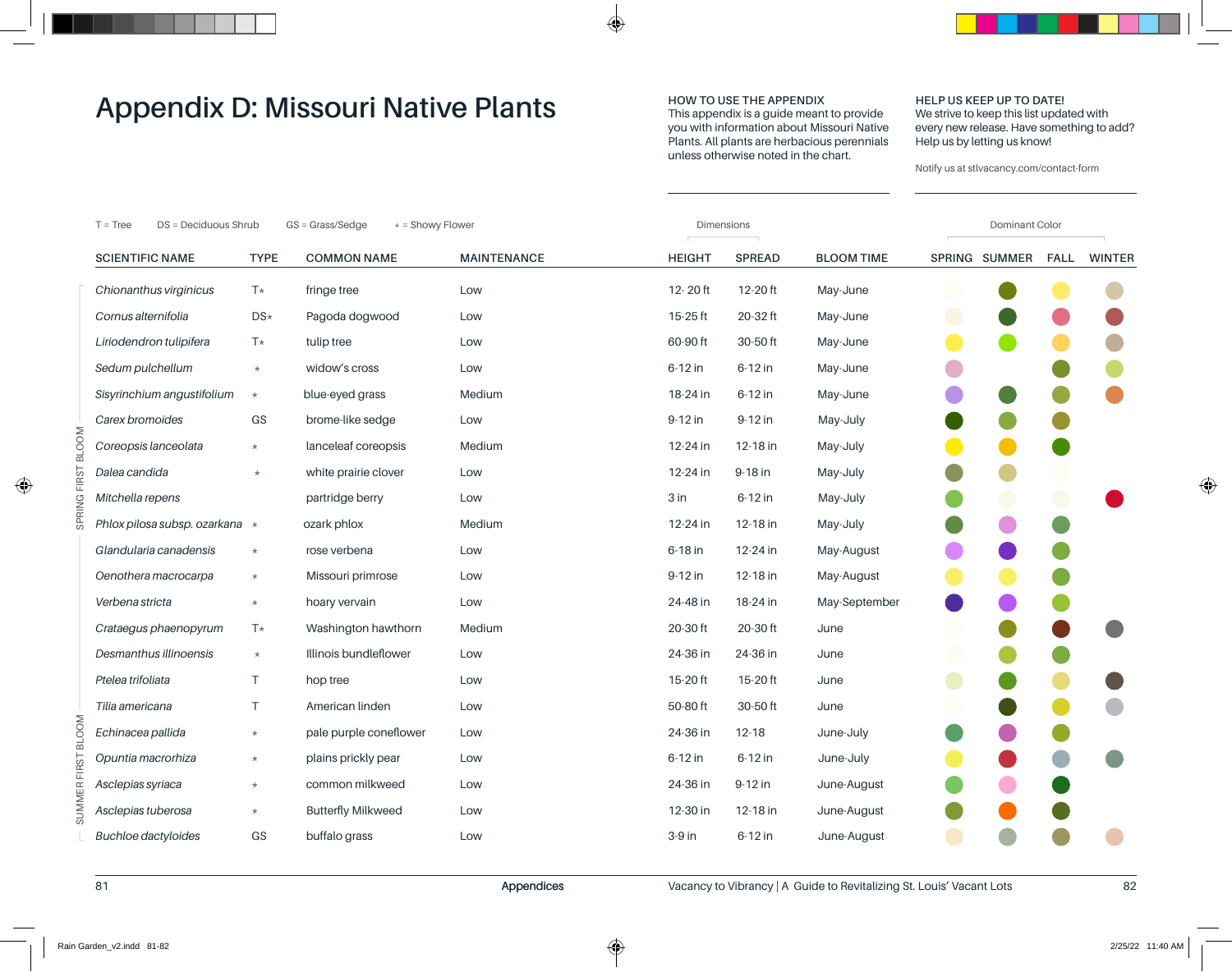# Appendix D: Missouri Native Plants

**HOW TO USE THE APPENDIX**
This appendix is a guide meant to provide you with information about Missouri Native Plants. All plants are herbacious perennials unless otherwise noted in the chart.

**HELP US KEEP UP TO DATE!**
We strive to keep this list updated with every new release. Have something to add? Help us by letting us know!

Notify us at stlvacancy.com/contact-form

T = Tree DS = Deciduous Shrub GS = Grass/Sedge ⋆ = Showy Flower

| | SCIENTIFIC NAME | TYPE | COMMON NAME | MAINTENANCE | Dimensions: HEIGHT | Dimensions: SPREAD | BLOOM TIME | Dominant Color: SPRING | Dominant Color: SUMMER | Dominant Color: FALL | Dominant Color: WINTER |
|---|---|---|---|---|---|---|---|---|---|---|---|
| SPRING FIRST BLOOM | *Chionanthus virginicus* | T⋆ | fringe tree | Low | 12- 20 ft | 12-20 ft | May-June | | | | |
| | *Cornus alternifolia* | DS⋆ | Pagoda dogwood | Low | 15-25 ft | 20-32 ft | May-June | | | | |
| | *Liriodendron tulipifera* | T⋆ | tulip tree | Low | 60-90 ft | 30-50 ft | May-June | | | | |
| | *Sedum pulchellum* | ⋆ | widow's cross | Low | 6-12 in | 6-12 in | May-June | | | | |
| | *Sisyrinchium angustifolium* | ⋆ | blue-eyed grass | Medium | 18-24 in | 6-12 in | May-June | | | | |
| | *Carex bromoides* | GS | brome-like sedge | Low | 9-12 in | 9-12 in | May-July | | | | |
| | *Coreopsis lanceolata* | ⋆ | lanceleaf coreopsis | Medium | 12-24 in | 12-18 in | May-July | | | | |
| | *Dalea candida* | ⋆ | white prairie clover | Low | 12-24 in | 9-18 in | May-July | | | | |
| | *Mitchella repens* | | partridge berry | Low | 3 in | 6-12 in | May-July | | | | |
| | *Phlox pilosa subsp. ozarkana* | ⋆ | ozark phlox | Medium | 12-24 in | 12-18 in | May-July | | | | |
| | *Glandularia canadensis* | ⋆ | rose verbena | Low | 6-18 in | 12-24 in | May-August | | | | |
| | *Oenothera macrocarpa* | ⋆ | Missouri primrose | Low | 9-12 in | 12-18 in | May-August | | | | |
| | *Verbena stricta* | ⋆ | hoary vervain | Low | 24-48 in | 18-24 in | May-September | | | | |
| SUMMER FIRST BLOOM | *Crataegus phaenopyrum* | T⋆ | Washington hawthorn | Medium | 20-30 ft | 20-30 ft | June | | | | |
| | *Desmanthus illinoensis* | ⋆ | Illinois bundleflower | Low | 24-36 in | 24-36 in | June | | | | |
| | *Ptelea trifoliata* | T | hop tree | Low | 15-20 ft | 15-20 ft | June | | | | |
| | *Tilia americana* | T | American linden | Low | 50-80 ft | 30-50 ft | June | | | | |
| | *Echinacea pallida* | ⋆ | pale purple coneflower | Low | 24-36 in | 12-18 | June-July | | | | |
| | *Opuntia macrorhiza* | ⋆ | plains prickly pear | Low | 6-12 in | 6-12 in | June-July | | | | |
| | *Asclepias syriaca* | ⋆ | common milkweed | Low | 24-36 in | 9-12 in | June-August | | | | |
| | *Asclepias tuberosa* | ⋆ | Butterfly Milkweed | Low | 12-30 in | 12-18 in | June-August | | | | |
| | *Buchloe dactyloides* | GS | buffalo grass | Low | 3-9 in | 6-12 in | June-August | | | | |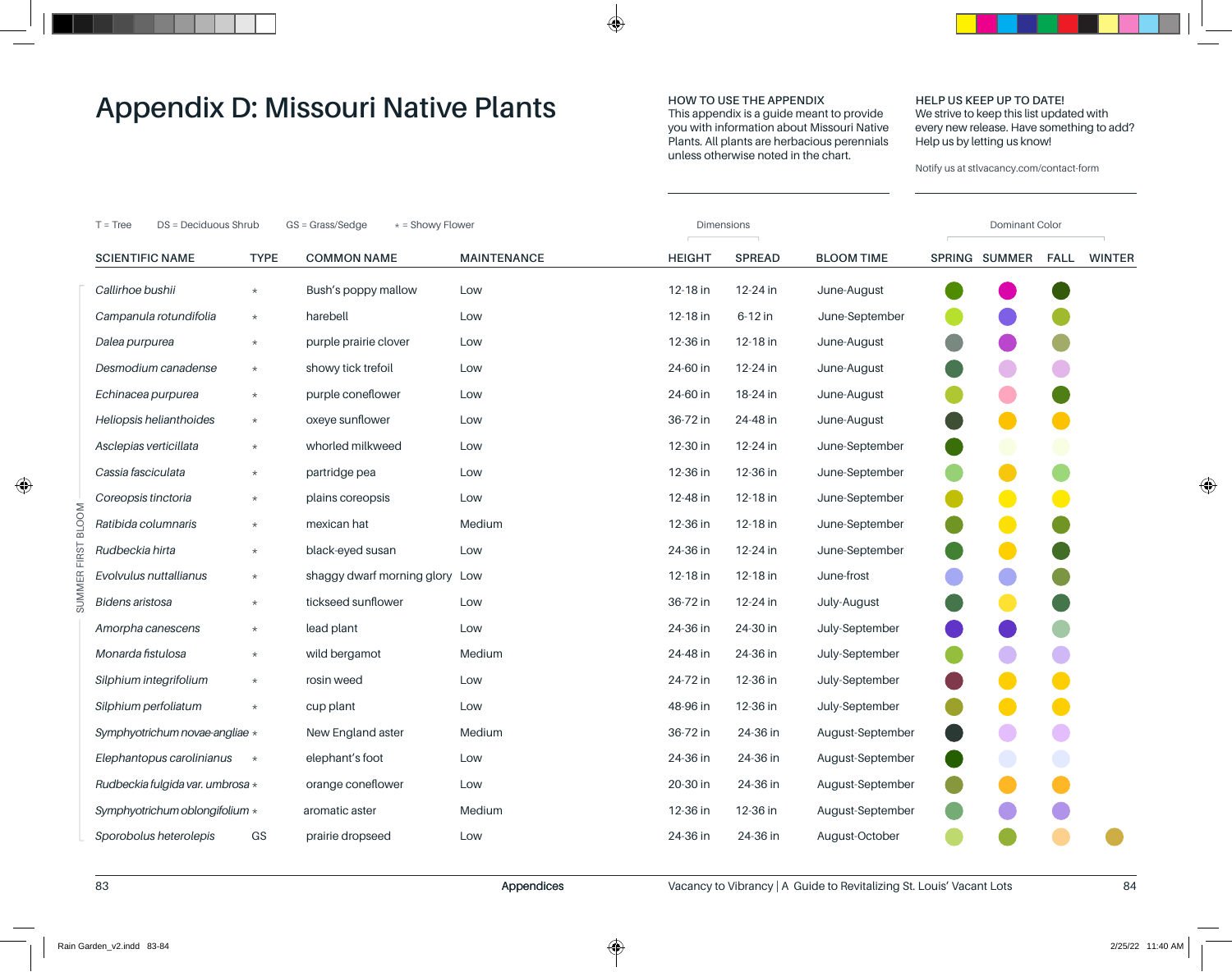# Appendix D: Missouri Native Plants

**HOW TO USE THE APPENDIX**
This appendix is a guide meant to provide you with information about Missouri Native Plants. All plants are herbaceous perennials unless otherwise noted in the chart.

**HELP US KEEP UP TO DATE!**
We strive to keep this list updated with every new release. Have something to add? Help us by letting us know!

Notify us at stlvacancy.com/contact-form

T = Tree DS = Deciduous Shrub GS = Grass/Sedge ⋆ = Showy Flower

SUMMER FIRST BLOOM

| SCIENTIFIC NAME | TYPE | COMMON NAME | MAINTENANCE | HEIGHT (Dimensions) | SPREAD (Dimensions) | BLOOM TIME | SPRING (Dominant Color) | SUMMER (Dominant Color) | FALL (Dominant Color) | WINTER (Dominant Color) |
|---|---|---|---|---|---|---|---|---|---|---|
| *Callirhoe bushii* | ⋆ | Bush's poppy mallow | Low | 12-18 in | 12-24 in | June-August | | | | |
| *Campanula rotundifolia* | ⋆ | harebell | Low | 12-18 in | 6-12 in | June-September | | | | |
| *Dalea purpurea* | ⋆ | purple prairie clover | Low | 12-36 in | 12-18 in | June-August | | | | |
| *Desmodium canadense* | ⋆ | showy tick trefoil | Low | 24-60 in | 12-24 in | June-August | | | | |
| *Echinacea purpurea* | ⋆ | purple coneflower | Low | 24-60 in | 18-24 in | June-August | | | | |
| *Heliopsis helianthoides* | ⋆ | oxeye sunflower | Low | 36-72 in | 24-48 in | June-August | | | | |
| *Asclepias verticillata* | ⋆ | whorled milkweed | Low | 12-30 in | 12-24 in | June-September | | | | |
| *Cassia fasciculata* | ⋆ | partridge pea | Low | 12-36 in | 12-36 in | June-September | | | | |
| *Coreopsis tinctoria* | ⋆ | plains coreopsis | Low | 12-48 in | 12-18 in | June-September | | | | |
| *Ratibida columnaris* | ⋆ | mexican hat | Medium | 12-36 in | 12-18 in | June-September | | | | |
| *Rudbeckia hirta* | ⋆ | black-eyed susan | Low | 24-36 in | 12-24 in | June-September | | | | |
| *Evolvulus nuttallianus* | ⋆ | shaggy dwarf morning glory | Low | 12-18 in | 12-18 in | June-frost | | | | |
| *Bidens aristosa* | ⋆ | tickseed sunflower | Low | 36-72 in | 12-24 in | July-August | | | | |
| *Amorpha canescens* | ⋆ | lead plant | Low | 24-36 in | 24-30 in | July-September | | | | |
| *Monarda fistulosa* | ⋆ | wild bergamot | Medium | 24-48 in | 24-36 in | July-September | | | | |
| *Silphium integrifolium* | ⋆ | rosin weed | Low | 24-72 in | 12-36 in | July-September | | | | |
| *Silphium perfoliatum* | ⋆ | cup plant | Low | 48-96 in | 12-36 in | July-September | | | | |
| *Symphyotrichum novae-angliae* | ⋆ | New England aster | Medium | 36-72 in | 24-36 in | August-September | | | | |
| *Elephantopus carolinianus* | ⋆ | elephant's foot | Low | 24-36 in | 24-36 in | August-September | | | | |
| *Rudbeckia fulgida var. umbrosa* | ⋆ | orange coneflower | Low | 20-30 in | 24-36 in | August-September | | | | |
| *Symphyotrichum oblongifolium* | ⋆ | aromatic aster | Medium | 12-36 in | 12-36 in | August-September | | | | |
| *Sporobolus heterolepis* | GS | prairie dropseed | Low | 24-36 in | 24-36 in | August-October | | | | |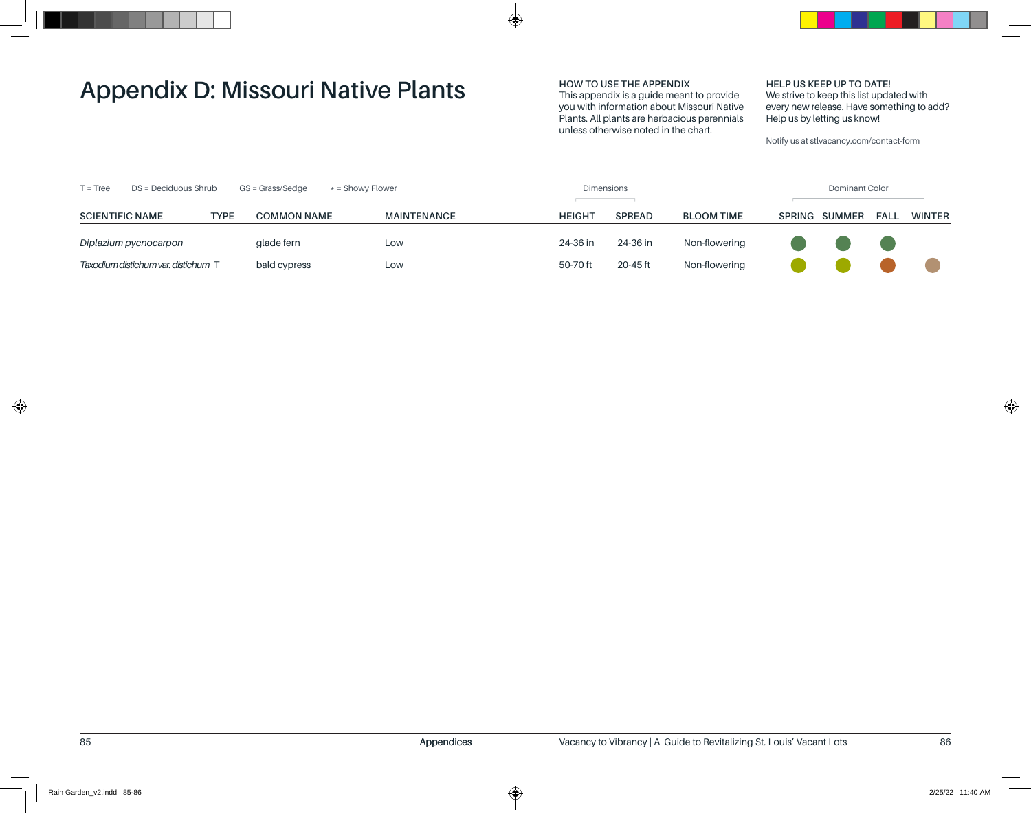// Appendix D: Missouri Native Plants

# Appendix D: Missouri Native Plants

**HOW TO USE THE APPENDIX**
This appendix is a guide meant to provide you with information about Missouri Native Plants. All plants are herbacious perennials unless otherwise noted in the chart.

**HELP US KEEP UP TO DATE!**
We strive to keep this list updated with every new release. Have something to add? Help us by letting us know!

Notify us at stlvacancy.com/contact-form

T = Tree  DS = Deciduous Shrub  GS = Grass/Sedge  ⋆ = Showy Flower

| | | | | Dimensions | | | Dominant Color | | | |
|---|---|---|---|---|---|---|---|---|---|---|
| SCIENTIFIC NAME | TYPE | COMMON NAME | MAINTENANCE | HEIGHT | SPREAD | BLOOM TIME | SPRING | SUMMER | FALL | WINTER |
| *Diplazium pycnocarpon* | | glade fern | Low | 24-36 in | 24-36 in | Non-flowering | ● | ● | ● | |
| *Taxodium distichum var. distichum* | T | bald cypress | Low | 50-70 ft | 20-45 ft | Non-flowering | ● | ● | ● | ● |